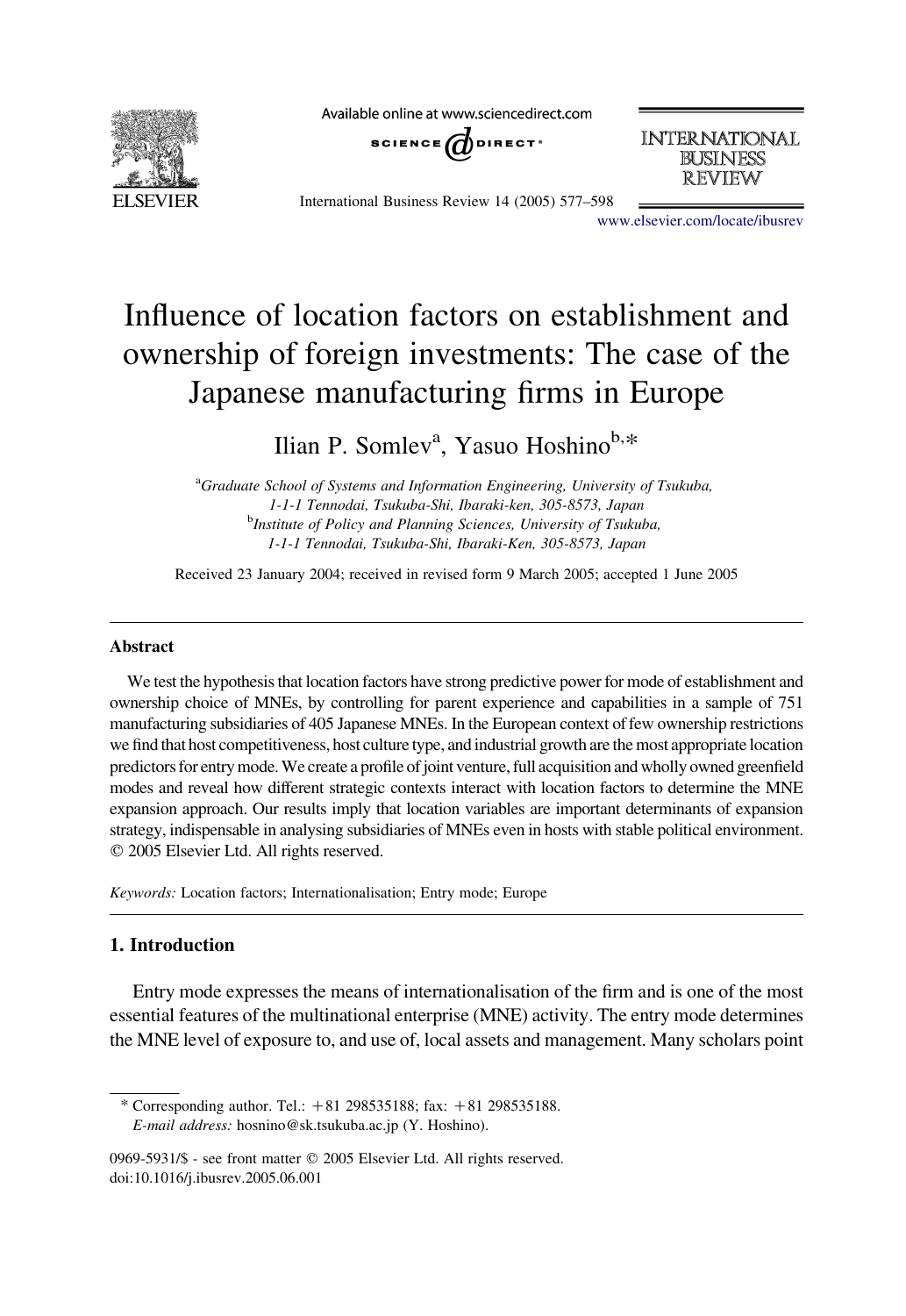# Influence of location factors on establishment and ownership of foreign investments: The case of the Japanese manufacturing firms in Europe

Ilian P. Somlev[a], Yasuo Hoshino[b,*]

[a]*Graduate School of Systems and Information Engineering, University of Tsukuba, 1-1-1 Tennodai, Tsukuba-Shi, Ibaraki-ken, 305-8573, Japan*
[b]*Institute of Policy and Planning Sciences, University of Tsukuba, 1-1-1 Tennodai, Tsukuba-Shi, Ibaraki-Ken, 305-8573, Japan*

Received 23 January 2004; received in revised form 9 March 2005; accepted 1 June 2005

## Abstract

We test the hypothesis that location factors have strong predictive power for mode of establishment and ownership choice of MNEs, by controlling for parent experience and capabilities in a sample of 751 manufacturing subsidiaries of 405 Japanese MNEs. In the European context of few ownership restrictions we find that host competitiveness, host culture type, and industrial growth are the most appropriate location predictors for entry mode. We create a profile of joint venture, full acquisition and wholly owned greenfield modes and reveal how different strategic contexts interact with location factors to determine the MNE expansion approach. Our results imply that location variables are important determinants of expansion strategy, indispensable in analysing subsidiaries of MNEs even in hosts with stable political environment.
© 2005 Elsevier Ltd. All rights reserved.

*Keywords:* Location factors; Internationalisation; Entry mode; Europe

## 1. Introduction

Entry mode expresses the means of internationalisation of the firm and is one of the most essential features of the multinational enterprise (MNE) activity. The entry mode determines the MNE level of exposure to, and use of, local assets and management. Many scholars point

---

\* Corresponding author. Tel.: +81 298535188; fax: +81 298535188.
*E-mail address:* hosnino@sk.tsukuba.ac.jp (Y. Hoshino).

0969-5931/$ - see front matter © 2005 Elsevier Ltd. All rights reserved.
doi:10.1016/j.ibusrev.2005.06.001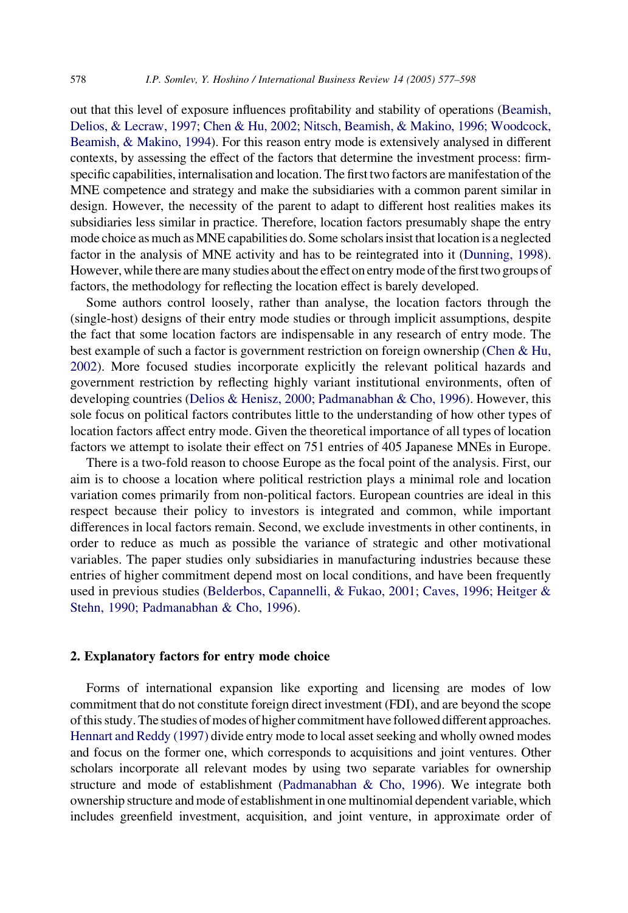out that this level of exposure influences profitability and stability of operations (Beamish, Delios, & Lecraw, 1997; Chen & Hu, 2002; Nitsch, Beamish, & Makino, 1996; Woodcock, Beamish, & Makino, 1994). For this reason entry mode is extensively analysed in different contexts, by assessing the effect of the factors that determine the investment process: firm-specific capabilities, internalisation and location. The first two factors are manifestation of the MNE competence and strategy and make the subsidiaries with a common parent similar in design. However, the necessity of the parent to adapt to different host realities makes its subsidiaries less similar in practice. Therefore, location factors presumably shape the entry mode choice as much as MNE capabilities do. Some scholars insist that location is a neglected factor in the analysis of MNE activity and has to be reintegrated into it (Dunning, 1998). However, while there are many studies about the effect on entry mode of the first two groups of factors, the methodology for reflecting the location effect is barely developed.

Some authors control loosely, rather than analyse, the location factors through the (single-host) designs of their entry mode studies or through implicit assumptions, despite the fact that some location factors are indispensable in any research of entry mode. The best example of such a factor is government restriction on foreign ownership (Chen & Hu, 2002). More focused studies incorporate explicitly the relevant political hazards and government restriction by reflecting highly variant institutional environments, often of developing countries (Delios & Henisz, 2000; Padmanabhan & Cho, 1996). However, this sole focus on political factors contributes little to the understanding of how other types of location factors affect entry mode. Given the theoretical importance of all types of location factors we attempt to isolate their effect on 751 entries of 405 Japanese MNEs in Europe.

There is a two-fold reason to choose Europe as the focal point of the analysis. First, our aim is to choose a location where political restriction plays a minimal role and location variation comes primarily from non-political factors. European countries are ideal in this respect because their policy to investors is integrated and common, while important differences in local factors remain. Second, we exclude investments in other continents, in order to reduce as much as possible the variance of strategic and other motivational variables. The paper studies only subsidiaries in manufacturing industries because these entries of higher commitment depend most on local conditions, and have been frequently used in previous studies (Belderbos, Capannelli, & Fukao, 2001; Caves, 1996; Heitger & Stehn, 1990; Padmanabhan & Cho, 1996).

## 2. Explanatory factors for entry mode choice

Forms of international expansion like exporting and licensing are modes of low commitment that do not constitute foreign direct investment (FDI), and are beyond the scope of this study. The studies of modes of higher commitment have followed different approaches. Hennart and Reddy (1997) divide entry mode to local asset seeking and wholly owned modes and focus on the former one, which corresponds to acquisitions and joint ventures. Other scholars incorporate all relevant modes by using two separate variables for ownership structure and mode of establishment (Padmanabhan & Cho, 1996). We integrate both ownership structure and mode of establishment in one multinomial dependent variable, which includes greenfield investment, acquisition, and joint venture, in approximate order of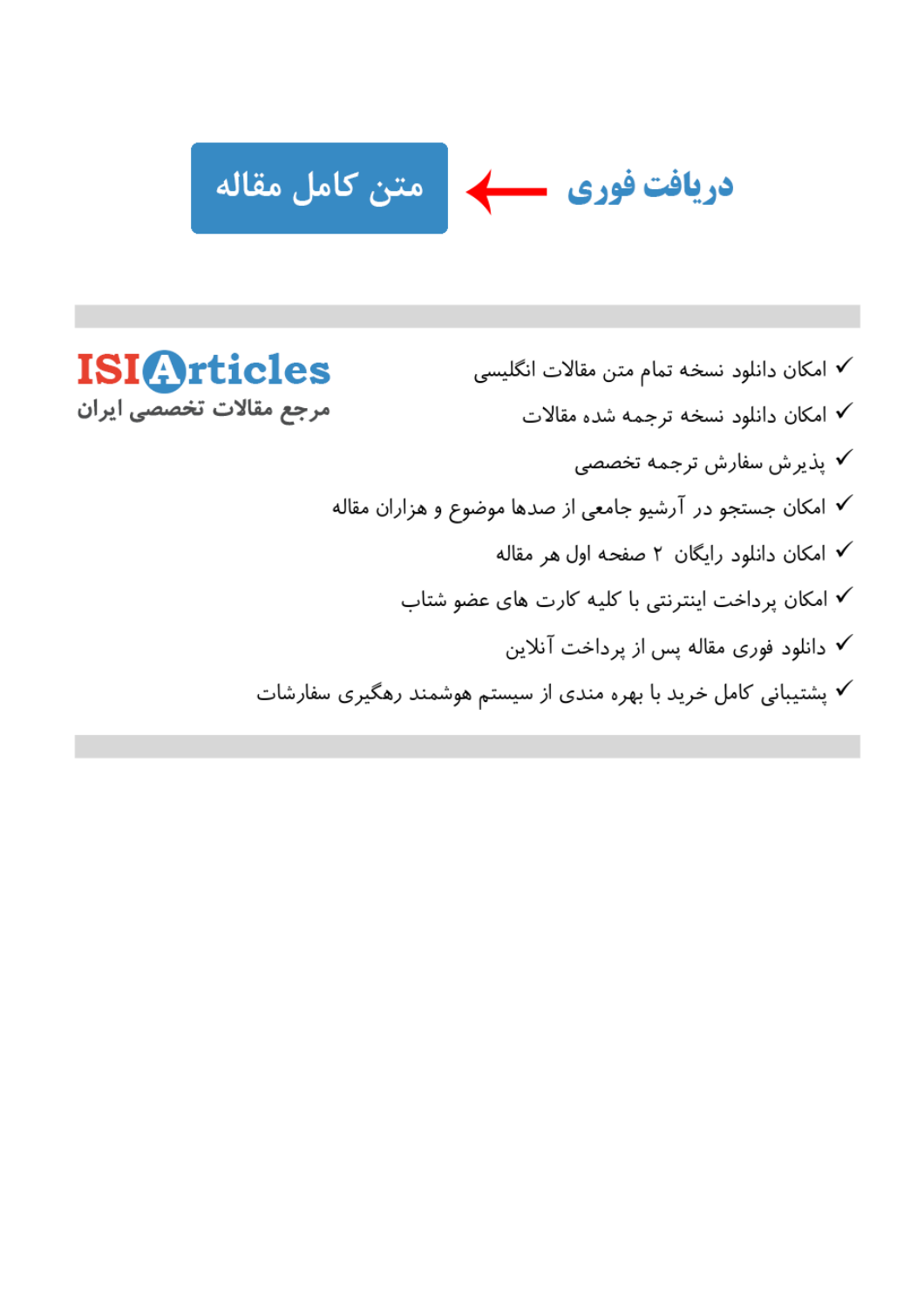دریافت فوری ← **متن کامل مقاله**

**ISIArticles**
مرجع مقالات تخصصی ایران

- ✓ امکان دانلود نسخه تمام متن مقالات انگلیسی
- ✓ امکان دانلود نسخه ترجمه شده مقالات
- ✓ پذیرش سفارش ترجمه تخصصی
- ✓ امکان جستجو در آرشیو جامعی از صدها موضوع و هزاران مقاله
- ✓ امکان دانلود رایگان ۲ صفحه اول هر مقاله
- ✓ امکان پرداخت اینترنتی با کلیه کارت های عضو شتاب
- ✓ دانلود فوری مقاله پس از پرداخت آنلاین
- ✓ پشتیبانی کامل خرید با بهره مندی از سیستم هوشمند رهگیری سفارشات